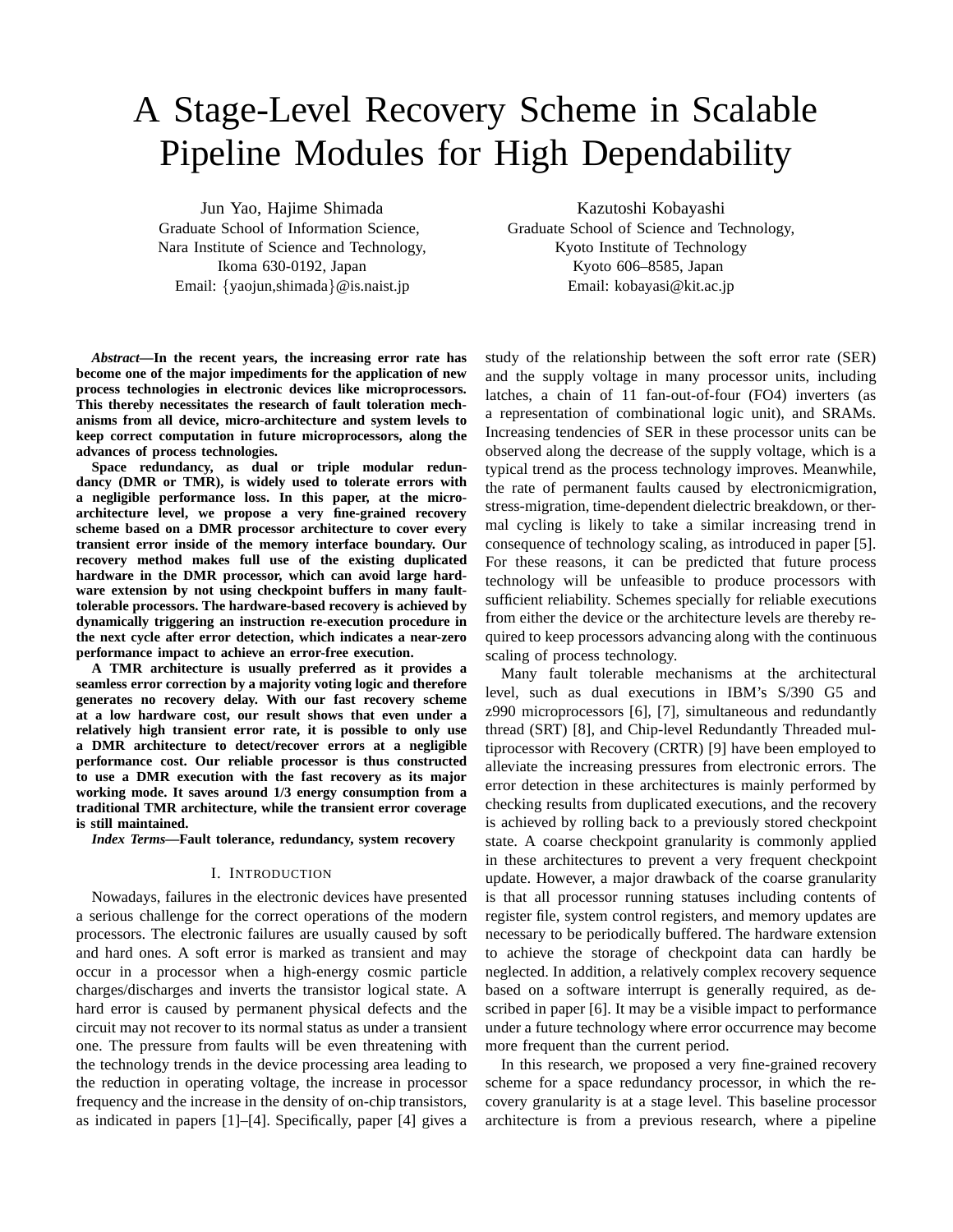# A Stage-Level Recovery Scheme in Scalable Pipeline Modules for High Dependability

Jun Yao, Hajime Shimada
Graduate School of Information Science,
Nara Institute of Science and Technology,
Ikoma 630-0192, Japan
Email: {yaojun,shimada}@is.naist.jp

Kazutoshi Kobayashi
Graduate School of Science and Technology,
Kyoto Institute of Technology
Kyoto 606–8585, Japan
Email: kobayasi@kit.ac.jp

***Abstract*—In the recent years, the increasing error rate has become one of the major impediments for the application of new process technologies in electronic devices like microprocessors. This thereby necessitates the research of fault toleration mechanisms from all device, micro-architecture and system levels to keep correct computation in future microprocessors, along the advances of process technologies.**

**Space redundancy, as dual or triple modular redundancy (DMR or TMR), is widely used to tolerate errors with a negligible performance loss. In this paper, at the micro-architecture level, we propose a very fine-grained recovery scheme based on a DMR processor architecture to cover every transient error inside of the memory interface boundary. Our recovery method makes full use of the existing duplicated hardware in the DMR processor, which can avoid large hardware extension by not using checkpoint buffers in many fault-tolerable processors. The hardware-based recovery is achieved by dynamically triggering an instruction re-execution procedure in the next cycle after error detection, which indicates a near-zero performance impact to achieve an error-free execution.**

**A TMR architecture is usually preferred as it provides a seamless error correction by a majority voting logic and therefore generates no recovery delay. With our fast recovery scheme at a low hardware cost, our result shows that even under a relatively high transient error rate, it is possible to only use a DMR architecture to detect/recover errors at a negligible performance cost. Our reliable processor is thus constructed to use a DMR execution with the fast recovery as its major working mode. It saves around 1/3 energy consumption from a traditional TMR architecture, while the transient error coverage is still maintained.**

***Index Terms*—Fault tolerance, redundancy, system recovery**

## I. Introduction

Nowadays, failures in the electronic devices have presented a serious challenge for the correct operations of the modern processors. The electronic failures are usually caused by soft and hard ones. A soft error is marked as transient and may occur in a processor when a high-energy cosmic particle charges/discharges and inverts the transistor logical state. A hard error is caused by permanent physical defects and the circuit may not recover to its normal status as under a transient one. The pressure from faults will be even threatening with the technology trends in the device processing area leading to the reduction in operating voltage, the increase in processor frequency and the increase in the density of on-chip transistors, as indicated in papers [1]–[4]. Specifically, paper [4] gives a study of the relationship between the soft error rate (SER) and the supply voltage in many processor units, including latches, a chain of 11 fan-out-of-four (FO4) inverters (as a representation of combinational logic unit), and SRAMs. Increasing tendencies of SER in these processor units can be observed along the decrease of the supply voltage, which is a typical trend as the process technology improves. Meanwhile, the rate of permanent faults caused by electronicmigration, stress-migration, time-dependent dielectric breakdown, or thermal cycling is likely to take a similar increasing trend in consequence of technology scaling, as introduced in paper [5]. For these reasons, it can be predicted that future process technology will be unfeasible to produce processors with sufficient reliability. Schemes specially for reliable executions from either the device or the architecture levels are thereby required to keep processors advancing along with the continuous scaling of process technology.

Many fault tolerable mechanisms at the architectural level, such as dual executions in IBM's S/390 G5 and z990 microprocessors [6], [7], simultaneous and redundantly thread (SRT) [8], and Chip-level Redundantly Threaded multiprocessor with Recovery (CRTR) [9] have been employed to alleviate the increasing pressures from electronic errors. The error detection in these architectures is mainly performed by checking results from duplicated executions, and the recovery is achieved by rolling back to a previously stored checkpoint state. A coarse checkpoint granularity is commonly applied in these architectures to prevent a very frequent checkpoint update. However, a major drawback of the coarse granularity is that all processor running statuses including contents of register file, system control registers, and memory updates are necessary to be periodically buffered. The hardware extension to achieve the storage of checkpoint data can hardly be neglected. In addition, a relatively complex recovery sequence based on a software interrupt is generally required, as described in paper [6]. It may be a visible impact to performance under a future technology where error occurrence may become more frequent than the current period.

In this research, we proposed a very fine-grained recovery scheme for a space redundancy processor, in which the recovery granularity is at a stage level. This baseline processor architecture is from a previous research, where a pipeline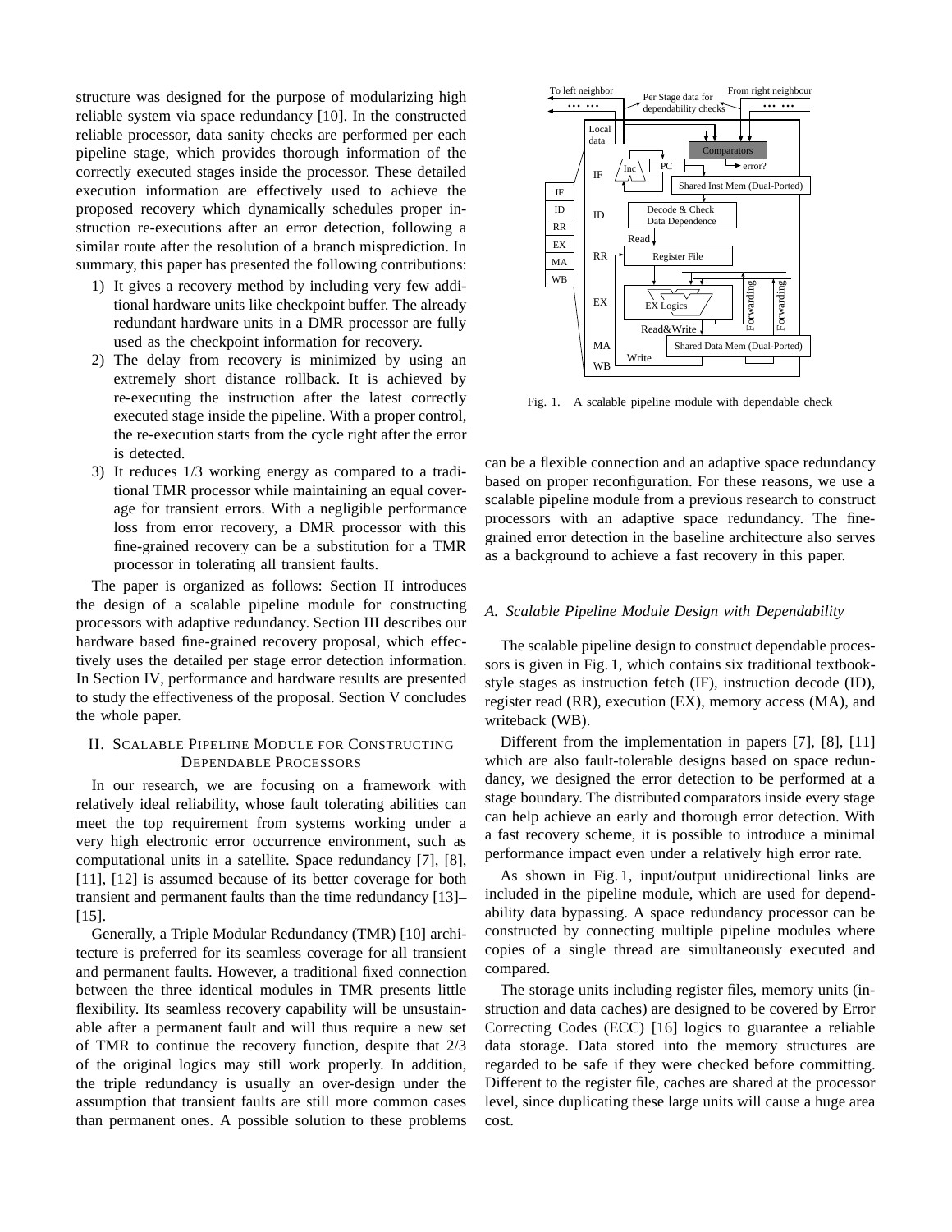structure was designed for the purpose of modularizing high reliable system via space redundancy [10]. In the constructed reliable processor, data sanity checks are performed per each pipeline stage, which provides thorough information of the correctly executed stages inside the processor. These detailed execution information are effectively used to achieve the proposed recovery which dynamically schedules proper instruction re-executions after an error detection, following a similar route after the resolution of a branch misprediction. In summary, this paper has presented the following contributions:

1) It gives a recovery method by including very few additional hardware units like checkpoint buffer. The already redundant hardware units in a DMR processor are fully used as the checkpoint information for recovery.
2) The delay from recovery is minimized by using an extremely short distance rollback. It is achieved by re-executing the instruction after the latest correctly executed stage inside the pipeline. With a proper control, the re-execution starts from the cycle right after the error is detected.
3) It reduces 1/3 working energy as compared to a traditional TMR processor while maintaining an equal coverage for transient errors. With a negligible performance loss from error recovery, a DMR processor with this fine-grained recovery can be a substitution for a TMR processor in tolerating all transient faults.

The paper is organized as follows: Section II introduces the design of a scalable pipeline module for constructing processors with adaptive redundancy. Section III describes our hardware based fine-grained recovery proposal, which effectively uses the detailed per stage error detection information. In Section IV, performance and hardware results are presented to study the effectiveness of the proposal. Section V concludes the whole paper.

## II. Scalable Pipeline Module for Constructing Dependable Processors

In our research, we are focusing on a framework with relatively ideal reliability, whose fault tolerating abilities can meet the top requirement from systems working under a very high electronic error occurrence environment, such as computational units in a satellite. Space redundancy [7], [8], [11], [12] is assumed because of its better coverage for both transient and permanent faults than the time redundancy [13]–[15].

Generally, a Triple Modular Redundancy (TMR) [10] architecture is preferred for its seamless coverage for all transient and permanent faults. However, a traditional fixed connection between the three identical modules in TMR presents little flexibility. Its seamless recovery capability will be unsustainable after a permanent fault and will thus require a new set of TMR to continue the recovery function, despite that 2/3 of the original logics may still work properly. In addition, the triple redundancy is usually an over-design under the assumption that transient faults are still more common cases than permanent ones. A possible solution to these problems can be a flexible connection and an adaptive space redundancy based on proper reconfiguration. For these reasons, we use a scalable pipeline module from a previous research to construct processors with an adaptive space redundancy. The fine-grained error detection in the baseline architecture also serves as a background to achieve a fast recovery in this paper.

Fig. 1. A scalable pipeline module with dependable check

### A. Scalable Pipeline Module Design with Dependability

The scalable pipeline design to construct dependable processors is given in Fig. 1, which contains six traditional textbook-style stages as instruction fetch (IF), instruction decode (ID), register read (RR), execution (EX), memory access (MA), and writeback (WB).

Different from the implementation in papers [7], [8], [11] which are also fault-tolerable designs based on space redundancy, we designed the error detection to be performed at a stage boundary. The distributed comparators inside every stage can help achieve an early and thorough error detection. With a fast recovery scheme, it is possible to introduce a minimal performance impact even under a relatively high error rate.

As shown in Fig. 1, input/output unidirectional links are included in the pipeline module, which are used for dependability data bypassing. A space redundancy processor can be constructed by connecting multiple pipeline modules where copies of a single thread are simultaneously executed and compared.

The storage units including register files, memory units (instruction and data caches) are designed to be covered by Error Correcting Codes (ECC) [16] logics to guarantee a reliable data storage. Data stored into the memory structures are regarded to be safe if they were checked before committing. Different to the register file, caches are shared at the processor level, since duplicating these large units will cause a huge area cost.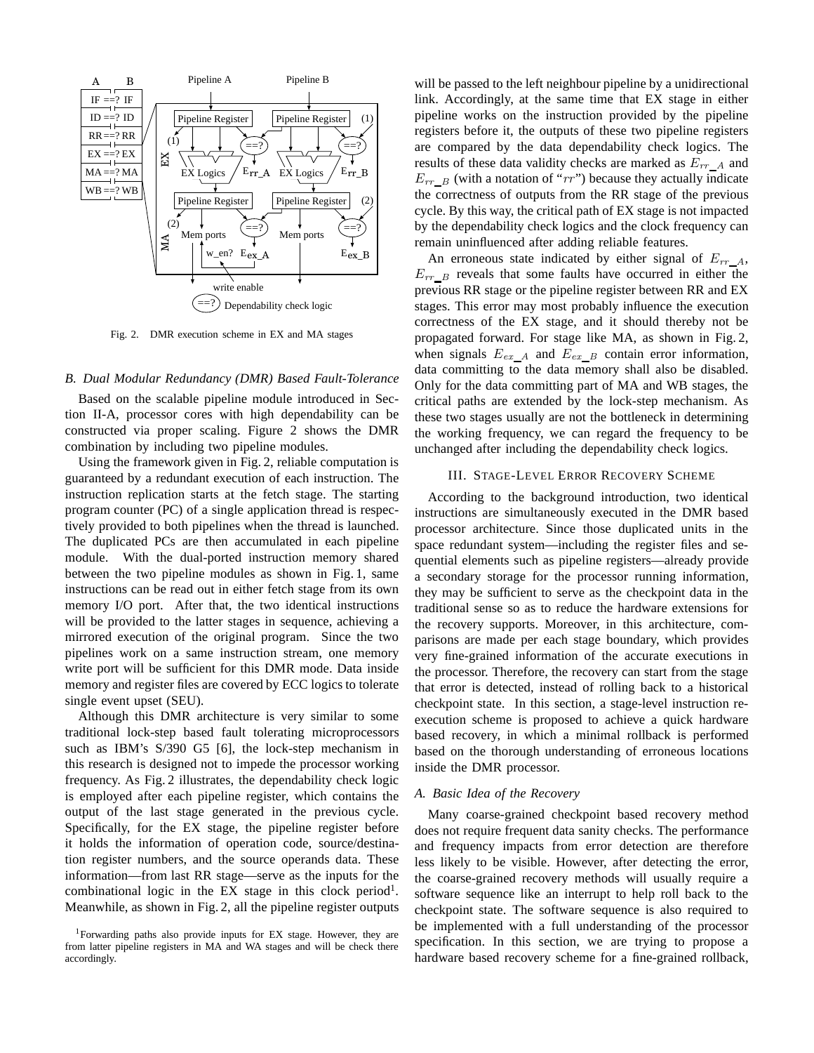Fig. 2. DMR execution scheme in EX and MA stages

### B. Dual Modular Redundancy (DMR) Based Fault-Tolerance

Based on the scalable pipeline module introduced in Section II-A, processor cores with high dependability can be constructed via proper scaling. Figure 2 shows the DMR combination by including two pipeline modules.

Using the framework given in Fig. 2, reliable computation is guaranteed by a redundant execution of each instruction. The instruction replication starts at the fetch stage. The starting program counter (PC) of a single application thread is respectively provided to both pipelines when the thread is launched. The duplicated PCs are then accumulated in each pipeline module. With the dual-ported instruction memory shared between the two pipeline modules as shown in Fig. 1, same instructions can be read out in either fetch stage from its own memory I/O port. After that, the two identical instructions will be provided to the latter stages in sequence, achieving a mirrored execution of the original program. Since the two pipelines work on a same instruction stream, one memory write port will be sufficient for this DMR mode. Data inside memory and register files are covered by ECC logics to tolerate single event upset (SEU).

Although this DMR architecture is very similar to some traditional lock-step based fault tolerating microprocessors such as IBM's S/390 G5 [6], the lock-step mechanism in this research is designed not to impede the processor working frequency. As Fig. 2 illustrates, the dependability check logic is employed after each pipeline register, which contains the output of the last stage generated in the previous cycle. Specifically, for the EX stage, the pipeline register before it holds the information of operation code, source/destination register numbers, and the source operands data. These information—from last RR stage—serve as the inputs for the combinational logic in the EX stage in this clock period[1]. Meanwhile, as shown in Fig. 2, all the pipeline register outputs will be passed to the left neighbour pipeline by a unidirectional link. Accordingly, at the same time that EX stage in either pipeline works on the instruction provided by the pipeline registers before it, the outputs of these two pipeline registers are compared by the data dependability check logics. The results of these data validity checks are marked as $E_{rr\_A}$ and $E_{rr\_B}$ (with a notation of "$rr$") because they actually indicate the correctness of outputs from the RR stage of the previous cycle. By this way, the critical path of EX stage is not impacted by the dependability check logics and the clock frequency can remain uninfluenced after adding reliable features.

An erroneous state indicated by either signal of $E_{rr\_A}$, $E_{rr\_B}$ reveals that some faults have occurred in either the previous RR stage or the pipeline register between RR and EX stages. This error may most probably influence the execution correctness of the EX stage, and it should thereby not be propagated forward. For stage like MA, as shown in Fig. 2, when signals $E_{ex\_A}$ and $E_{ex\_B}$ contain error information, data committing to the data memory shall also be disabled. Only for the data committing part of MA and WB stages, the critical paths are extended by the lock-step mechanism. As these two stages usually are not the bottleneck in determining the working frequency, we can regard the frequency to be unchanged after including the dependability check logics.

## III. Stage-Level Error Recovery Scheme

According to the background introduction, two identical instructions are simultaneously executed in the DMR based processor architecture. Since those duplicated units in the space redundant system—including the register files and sequential elements such as pipeline registers—already provide a secondary storage for the processor running information, they may be sufficient to serve as the checkpoint data in the traditional sense so as to reduce the hardware extensions for the recovery supports. Moreover, in this architecture, comparisons are made per each stage boundary, which provides very fine-grained information of the accurate executions in the processor. Therefore, the recovery can start from the stage that error is detected, instead of rolling back to a historical checkpoint state. In this section, a stage-level instruction re-execution scheme is proposed to achieve a quick hardware based recovery, in which a minimal rollback is performed based on the thorough understanding of erroneous locations inside the DMR processor.

### A. Basic Idea of the Recovery

Many coarse-grained checkpoint based recovery method does not require frequent data sanity checks. The performance and frequency impacts from error detection are therefore less likely to be visible. However, after detecting the error, the coarse-grained recovery methods will usually require a software sequence like an interrupt to help roll back to the checkpoint state. The software sequence is also required to be implemented with a full understanding of the processor specification. In this section, we are trying to propose a hardware based recovery scheme for a fine-grained rollback,

[1] Forwarding paths also provide inputs for EX stage. However, they are from latter pipeline registers in MA and WA stages and will be check there accordingly.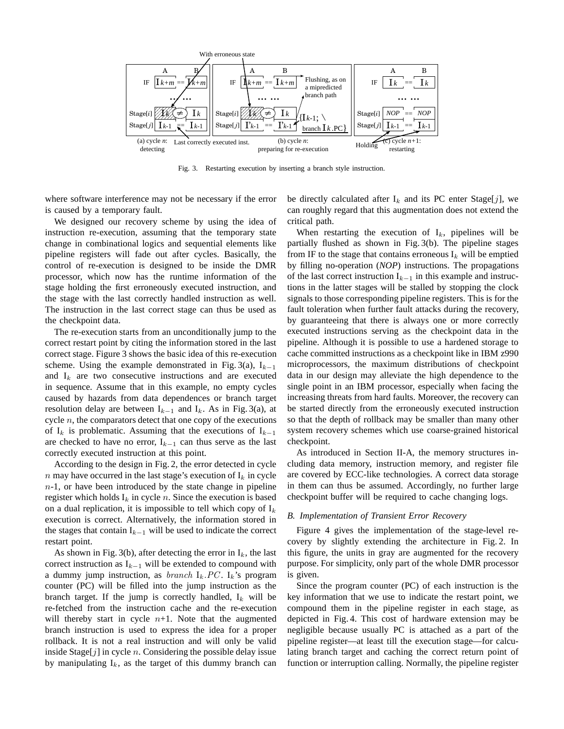Fig. 3. Restarting execution by inserting a branch style instruction.

where software interference may not be necessary if the error is caused by a temporary fault.

We designed our recovery scheme by using the idea of instruction re-execution, assuming that the temporary state change in combinational logics and sequential elements like pipeline registers will fade out after cycles. Basically, the control of re-execution is designed to be inside the DMR processor, which now has the runtime information of the stage holding the first erroneously executed instruction, and the stage with the last correctly handled instruction as well. The instruction in the last correct stage can thus be used as the checkpoint data.

The re-execution starts from an unconditionally jump to the correct restart point by citing the information stored in the last correct stage. Figure 3 shows the basic idea of this re-execution scheme. Using the example demonstrated in Fig. 3(a), $I_{k-1}$ and $I_k$ are two consecutive instructions and are executed in sequence. Assume that in this example, no empty cycles caused by hazards from data dependences or branch target resolution delay are between $I_{k-1}$ and $I_k$. As in Fig. 3(a), at cycle $n$, the comparators detect that one copy of the executions of $I_k$ is problematic. Assuming that the executions of $I_{k-1}$ are checked to have no error, $I_{k-1}$ can thus serve as the last correctly executed instruction at this point.

According to the design in Fig. 2, the error detected in cycle $n$ may have occurred in the last stage's execution of $I_k$ in cycle $n$-1, or have been introduced by the state change in pipeline register which holds $I_k$ in cycle $n$. Since the execution is based on a dual replication, it is impossible to tell which copy of $I_k$ execution is correct. Alternatively, the information stored in the stages that contain $I_{k-1}$ will be used to indicate the correct restart point.

As shown in Fig. 3(b), after detecting the error in $I_k$, the last correct instruction as $I_{k-1}$ will be extended to compound with a dummy jump instruction, as $branch\ I_k.PC$. $I_k$'s program counter (PC) will be filled into the jump instruction as the branch target. If the jump is correctly handled, $I_k$ will be re-fetched from the instruction cache and the re-execution will thereby start in cycle $n$+1. Note that the augmented branch instruction is used to express the idea for a proper rollback. It is not a real instruction and will only be valid inside Stage[$j$] in cycle $n$. Considering the possible delay issue by manipulating $I_k$, as the target of this dummy branch can be directly calculated after $I_k$ and its PC enter Stage[$j$], we can roughly regard that this augmentation does not extend the critical path.

When restarting the execution of $I_k$, pipelines will be partially flushed as shown in Fig. 3(b). The pipeline stages from IF to the stage that contains erroneous $I_k$ will be emptied by filling no-operation (*NOP*) instructions. The propagations of the last correct instruction $I_{k-1}$ in this example and instructions in the latter stages will be stalled by stopping the clock signals to those corresponding pipeline registers. This is for the fault toleration when further fault attacks during the recovery, by guaranteeing that there is always one or more correctly executed instructions serving as the checkpoint data in the pipeline. Although it is possible to use a hardened storage to cache committed instructions as a checkpoint like in IBM z990 microprocessors, the maximum distributions of checkpoint data in our design may alleviate the high dependence to the single point in an IBM processor, especially when facing the increasing threats from hard faults. Moreover, the recovery can be started directly from the erroneously executed instruction so that the depth of rollback may be smaller than many other system recovery schemes which use coarse-grained historical checkpoint.

As introduced in Section II-A, the memory structures including data memory, instruction memory, and register file are covered by ECC-like technologies. A correct data storage in them can thus be assumed. Accordingly, no further large checkpoint buffer will be required to cache changing logs.

### B. Implementation of Transient Error Recovery

Figure 4 gives the implementation of the stage-level recovery by slightly extending the architecture in Fig. 2. In this figure, the units in gray are augmented for the recovery purpose. For simplicity, only part of the whole DMR processor is given.

Since the program counter (PC) of each instruction is the key information that we use to indicate the restart point, we compound them in the pipeline register in each stage, as depicted in Fig. 4. This cost of hardware extension may be negligible because usually PC is attached as a part of the pipeline register—at least till the execution stage—for calculating branch target and caching the correct return point of function or interruption calling. Normally, the pipeline register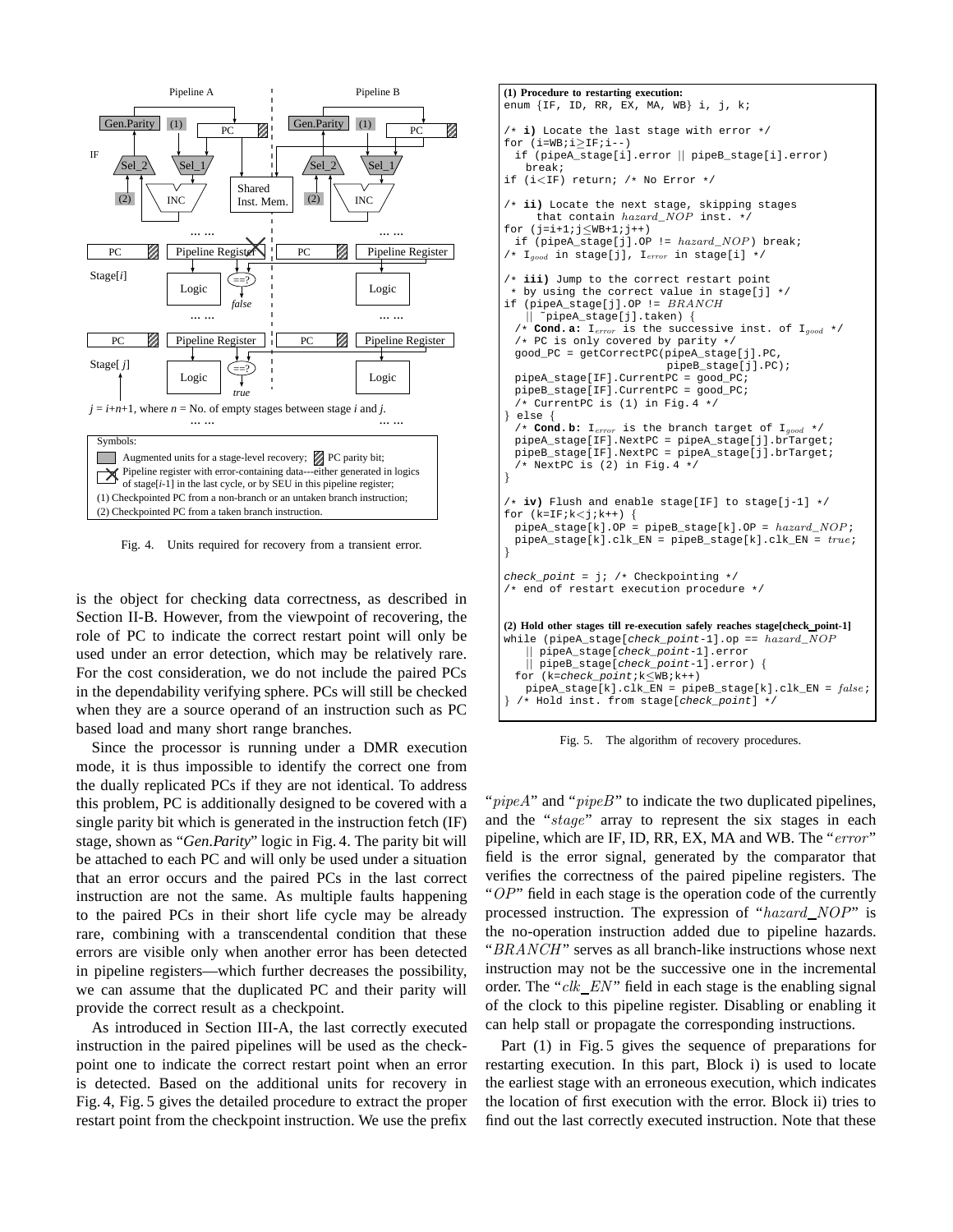Fig. 4. Units required for recovery from a transient error.

is the object for checking data correctness, as described in Section II-B. However, from the viewpoint of recovering, the role of PC to indicate the correct restart point will only be used under an error detection, which may be relatively rare. For the cost consideration, we do not include the paired PCs in the dependability verifying sphere. PCs will still be checked when they are a source operand of an instruction such as PC based load and many short range branches.

Since the processor is running under a DMR execution mode, it is thus impossible to identify the correct one from the dually replicated PCs if they are not identical. To address this problem, PC is additionally designed to be covered with a single parity bit which is generated in the instruction fetch (IF) stage, shown as "*Gen.Parity*" logic in Fig. 4. The parity bit will be attached to each PC and will only be used under a situation that an error occurs and the paired PCs in the last correct instruction are not the same. As multiple faults happening to the paired PCs in their short life cycle may be already rare, combining with a transcendental condition that these errors are visible only when another error has been detected in pipeline registers—which further decreases the possibility, we can assume that the duplicated PC and their parity will provide the correct result as a checkpoint.

As introduced in Section III-A, the last correctly executed instruction in the paired pipelines will be used as the checkpoint one to indicate the correct restart point when an error is detected. Based on the additional units for recovery in Fig. 4, Fig. 5 gives the detailed procedure to extract the proper restart point from the checkpoint instruction. We use the prefix

```
(1) Procedure to restarting execution:
enum {IF, ID, RR, EX, MA, WB} i, j, k;

/* i) Locate the last stage with error */
for (i=WB;i≥IF;i--)
  if (pipeA_stage[i].error || pipeB_stage[i].error)
    break;
if (i<IF) return; /* No Error */

/* ii) Locate the next stage, skipping stages
      that contain hazard_NOP inst. */
for (j=i+1;j≤WB+1;j++)
  if (pipeA_stage[j].OP != hazard_NOP) break;
/* I_good in stage[j], I_error in stage[i] */

/* iii) Jump to the correct restart point
 * by using the correct value in stage[j] */
if (pipeA_stage[j].OP != BRANCH
    || ~pipeA_stage[j].taken) {
  /* Cond.a: I_error is the successive inst. of I_good */
  /* PC is only covered by parity */
  good_PC = getCorrectPC(pipeA_stage[j].PC,
                         pipeB_stage[j].PC);
  pipeA_stage[IF].CurrentPC = good_PC;
  pipeB_stage[IF].CurrentPC = good_PC;
  /* CurrentPC is (1) in Fig.4 */
} else {
  /* Cond.b: I_error is the branch target of I_good */
  pipeA_stage[IF].NextPC = pipeA_stage[j].brTarget;
  pipeB_stage[IF].NextPC = pipeA_stage[j].brTarget;
  /* NextPC is (2) in Fig.4 */
}

/* iv) Flush and enable stage[IF] to stage[j-1] */
for (k=IF;k<j;k++) {
  pipeA_stage[k].OP = pipeB_stage[k].OP = hazard_NOP;
  pipeA_stage[k].clk_EN = pipeB_stage[k].clk_EN = true;
}

check_point = j; /* Checkpointing */
/* end of restart execution procedure */


(2) Hold other stages till re-execution safely reaches stage[check_point-1]
while (pipeA_stage[check_point-1].op == hazard_NOP
    || pipeA_stage[check_point-1].error
    || pipeB_stage[check_point-1].error) {
  for (k=check_point;k≤WB;k++)
    pipeA_stage[k].clk_EN = pipeB_stage[k].clk_EN = false;
} /* Hold inst. from stage[check_point] */
```

Fig. 5. The algorithm of recovery procedures.

"$pipeA$" and "$pipeB$" to indicate the two duplicated pipelines, and the "$stage$" array to represent the six stages in each pipeline, which are IF, ID, RR, EX, MA and WB. The "$error$" field is the error signal, generated by the comparator that verifies the correctness of the paired pipeline registers. The "$OP$" field in each stage is the operation code of the currently processed instruction. The expression of "$hazard\_NOP$" is the no-operation instruction added due to pipeline hazards. "$BRANCH$" serves as all branch-like instructions whose next instruction may not be the successive one in the incremental order. The "$clk\_EN$" field in each stage is the enabling signal of the clock to this pipeline register. Disabling or enabling it can help stall or propagate the corresponding instructions.

Part (1) in Fig. 5 gives the sequence of preparations for restarting execution. In this part, Block i) is used to locate the earliest stage with an erroneous execution, which indicates the location of first execution with the error. Block ii) tries to find out the last correctly executed instruction. Note that these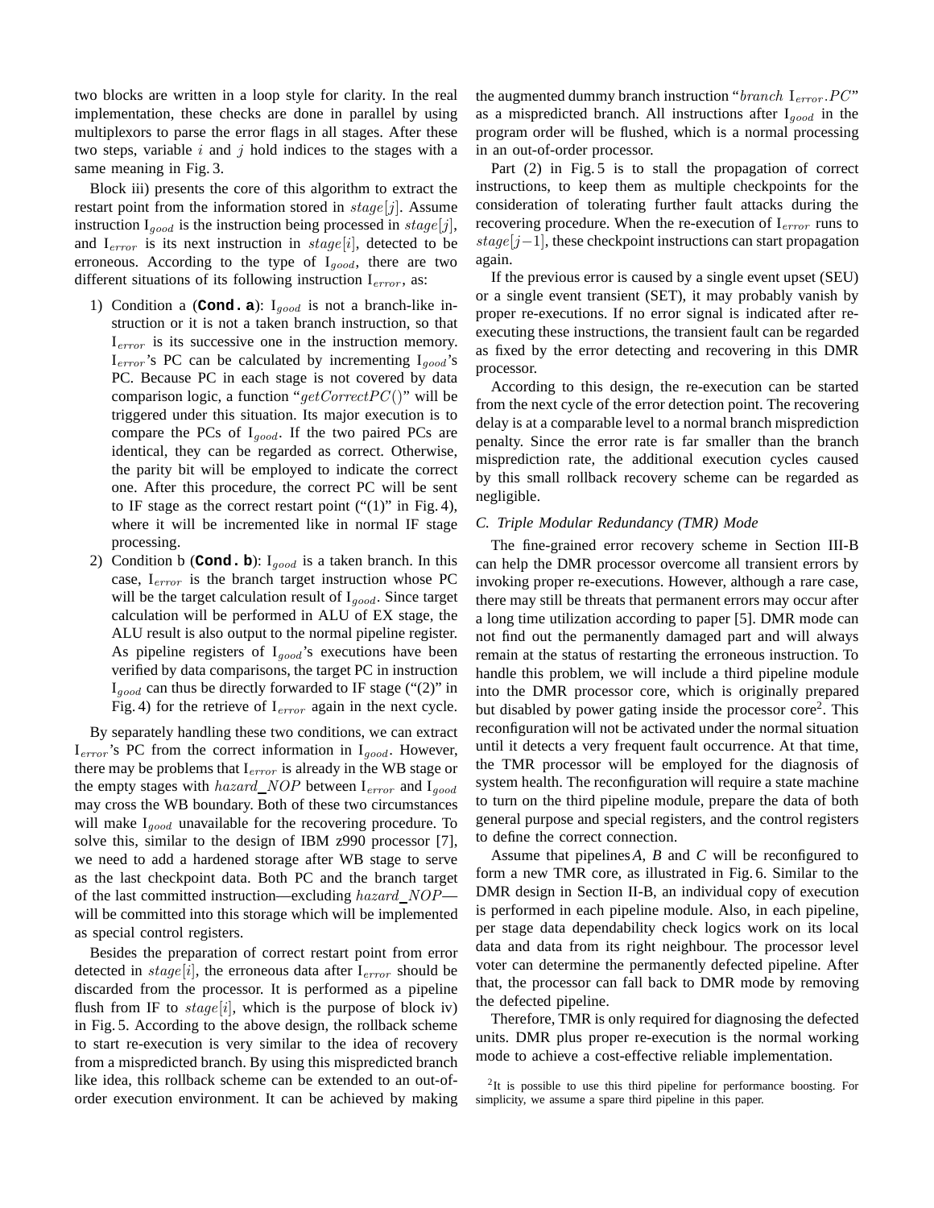two blocks are written in a loop style for clarity. In the real implementation, these checks are done in parallel by using multiplexors to parse the error flags in all stages. After these two steps, variable $i$ and $j$ hold indices to the stages with a same meaning in Fig. 3.

Block iii) presents the core of this algorithm to extract the restart point from the information stored in $stage[j]$. Assume instruction $I_{good}$ is the instruction being processed in $stage[j]$, and $I_{error}$ is its next instruction in $stage[i]$, detected to be erroneous. According to the type of $I_{good}$, there are two different situations of its following instruction $I_{error}$, as:

1) Condition a (**`Cond.a`**): $I_{good}$ is not a branch-like instruction or it is not a taken branch instruction, so that $I_{error}$ is its successive one in the instruction memory. $I_{error}$'s PC can be calculated by incrementing $I_{good}$'s PC. Because PC in each stage is not covered by data comparison logic, a function "$getCorrectPC()$" will be triggered under this situation. Its major execution is to compare the PCs of $I_{good}$. If the two paired PCs are identical, they can be regarded as correct. Otherwise, the parity bit will be employed to indicate the correct one. After this procedure, the correct PC will be sent to IF stage as the correct restart point ("(1)" in Fig. 4), where it will be incremented like in normal IF stage processing.
2) Condition b (**`Cond.b`**): $I_{good}$ is a taken branch. In this case, $I_{error}$ is the branch target instruction whose PC will be the target calculation result of $I_{good}$. Since target calculation will be performed in ALU of EX stage, the ALU result is also output to the normal pipeline register. As pipeline registers of $I_{good}$'s executions have been verified by data comparisons, the target PC in instruction $I_{good}$ can thus be directly forwarded to IF stage ("(2)" in Fig. 4) for the retrieve of $I_{error}$ again in the next cycle.

By separately handling these two conditions, we can extract $I_{error}$'s PC from the correct information in $I_{good}$. However, there may be problems that $I_{error}$ is already in the WB stage or the empty stages with $hazard\_NOP$ between $I_{error}$ and $I_{good}$ may cross the WB boundary. Both of these two circumstances will make $I_{good}$ unavailable for the recovering procedure. To solve this, similar to the design of IBM z990 processor [7], we need to add a hardened storage after WB stage to serve as the last checkpoint data. Both PC and the branch target of the last committed instruction—excluding $hazard\_NOP$—will be committed into this storage which will be implemented as special control registers.

Besides the preparation of correct restart point from error detected in $stage[i]$, the erroneous data after $I_{error}$ should be discarded from the processor. It is performed as a pipeline flush from IF to $stage[i]$, which is the purpose of block iv) in Fig. 5. According to the above design, the rollback scheme to start re-execution is very similar to the idea of recovery from a mispredicted branch. By using this mispredicted branch like idea, this rollback scheme can be extended to an out-of-order execution environment. It can be achieved by making the augmented dummy branch instruction "$branch\ I_{error}.PC$" as a mispredicted branch. All instructions after $I_{good}$ in the program order will be flushed, which is a normal processing in an out-of-order processor.

Part (2) in Fig. 5 is to stall the propagation of correct instructions, to keep them as multiple checkpoints for the consideration of tolerating further fault attacks during the recovering procedure. When the re-execution of $I_{error}$ runs to $stage[j-1]$, these checkpoint instructions can start propagation again.

If the previous error is caused by a single event upset (SEU) or a single event transient (SET), it may probably vanish by proper re-executions. If no error signal is indicated after re-executing these instructions, the transient fault can be regarded as fixed by the error detecting and recovering in this DMR processor.

According to this design, the re-execution can be started from the next cycle of the error detection point. The recovering delay is at a comparable level to a normal branch misprediction penalty. Since the error rate is far smaller than the branch misprediction rate, the additional execution cycles caused by this small rollback recovery scheme can be regarded as negligible.

### C. Triple Modular Redundancy (TMR) Mode

The fine-grained error recovery scheme in Section III-B can help the DMR processor overcome all transient errors by invoking proper re-executions. However, although a rare case, there may still be threats that permanent errors may occur after a long time utilization according to paper [5]. DMR mode can not find out the permanently damaged part and will always remain at the status of restarting the erroneous instruction. To handle this problem, we will include a third pipeline module into the DMR processor core, which is originally prepared but disabled by power gating inside the processor core[2]. This reconfiguration will not be activated under the normal situation until it detects a very frequent fault occurrence. At that time, the TMR processor will be employed for the diagnosis of system health. The reconfiguration will require a state machine to turn on the third pipeline module, prepare the data of both general purpose and special registers, and the control registers to define the correct connection.

Assume that pipelines *A*, *B* and *C* will be reconfigured to form a new TMR core, as illustrated in Fig. 6. Similar to the DMR design in Section II-B, an individual copy of execution is performed in each pipeline module. Also, in each pipeline, per stage data dependability check logics work on its local data and data from its right neighbour. The processor level voter can determine the permanently defected pipeline. After that, the processor can fall back to DMR mode by removing the defected pipeline.

Therefore, TMR is only required for diagnosing the defected units. DMR plus proper re-execution is the normal working mode to achieve a cost-effective reliable implementation.

[2] It is possible to use this third pipeline for performance boosting. For simplicity, we assume a spare third pipeline in this paper.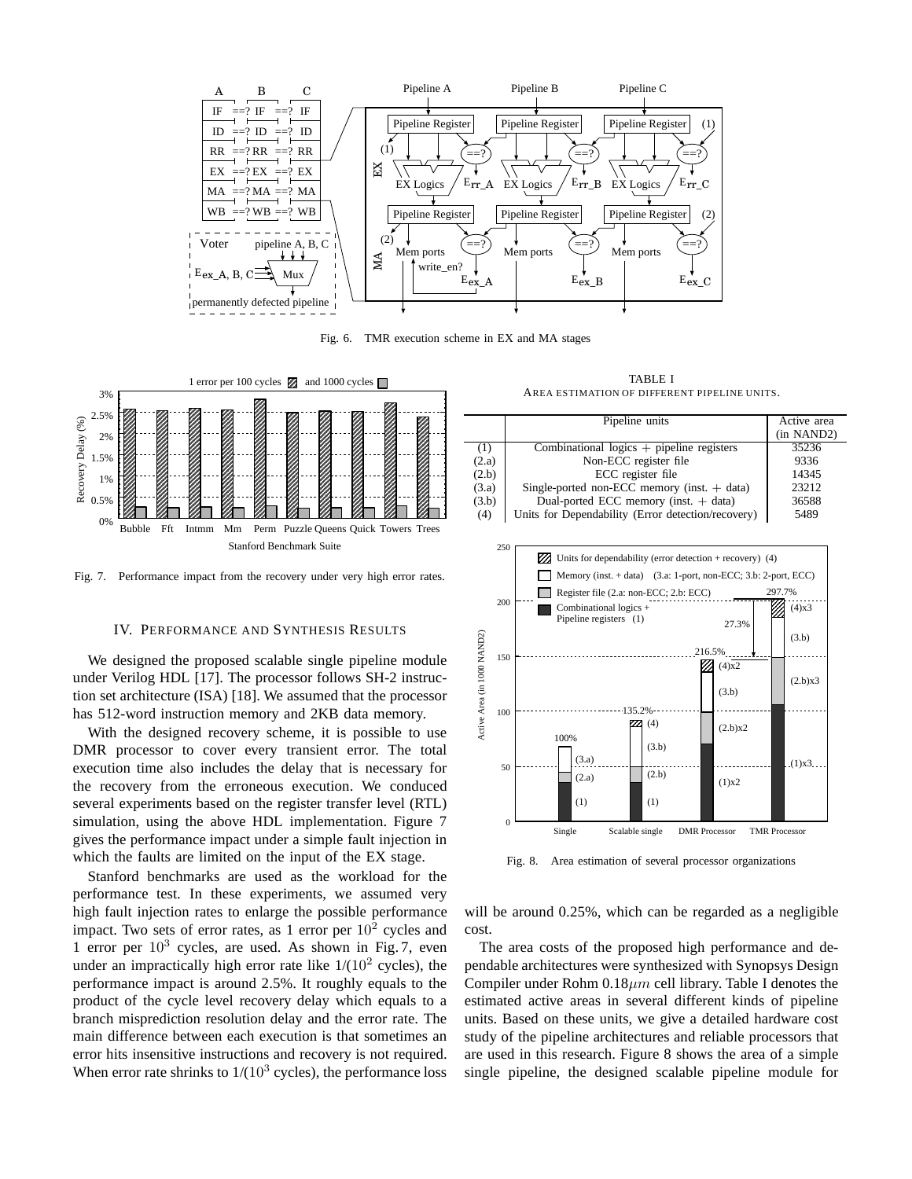Fig. 6. TMR execution scheme in EX and MA stages

Fig. 7. Performance impact from the recovery under very high error rates.

TABLE I
AREA ESTIMATION OF DIFFERENT PIPELINE UNITS.

| | Pipeline units | Active area (in NAND2) |
|---|---|---|
| (1) | Combinational logics + pipeline registers | 35236 |
| (2.a) | Non-ECC register file | 9336 |
| (2.b) | ECC register file | 14345 |
| (3.a) | Single-ported non-ECC memory (inst. + data) | 23212 |
| (3.b) | Dual-ported ECC memory (inst. + data) | 36588 |
| (4) | Units for Dependability (Error detection/recovery) | 5489 |

Fig. 8. Area estimation of several processor organizations

## IV. Performance and Synthesis Results

We designed the proposed scalable single pipeline module under Verilog HDL [17]. The processor follows SH-2 instruction set architecture (ISA) [18]. We assumed that the processor has 512-word instruction memory and 2KB data memory.

With the designed recovery scheme, it is possible to use DMR processor to cover every transient error. The total execution time also includes the delay that is necessary for the recovery from the erroneous execution. We conduced several experiments based on the register transfer level (RTL) simulation, using the above HDL implementation. Figure 7 gives the performance impact under a simple fault injection in which the faults are limited on the input of the EX stage.

Stanford benchmarks are used as the workload for the performance test. In these experiments, we assumed very high fault injection rates to enlarge the possible performance impact. Two sets of error rates, as 1 error per $10^2$ cycles and 1 error per $10^3$ cycles, are used. As shown in Fig. 7, even under an impractically high error rate like 1/($10^2$ cycles), the performance impact is around 2.5%. It roughly equals to the product of the cycle level recovery delay which equals to a branch misprediction resolution delay and the error rate. The main difference between each execution is that sometimes an error hits insensitive instructions and recovery is not required. When error rate shrinks to 1/($10^3$ cycles), the performance loss will be around 0.25%, which can be regarded as a negligible cost.

The area costs of the proposed high performance and dependable architectures were synthesized with Synopsys Design Compiler under Rohm 0.18$\mu m$ cell library. Table I denotes the estimated active areas in several different kinds of pipeline units. Based on these units, we give a detailed hardware cost study of the pipeline architectures and reliable processors that are used in this research. Figure 8 shows the area of a simple single pipeline, the designed scalable pipeline module for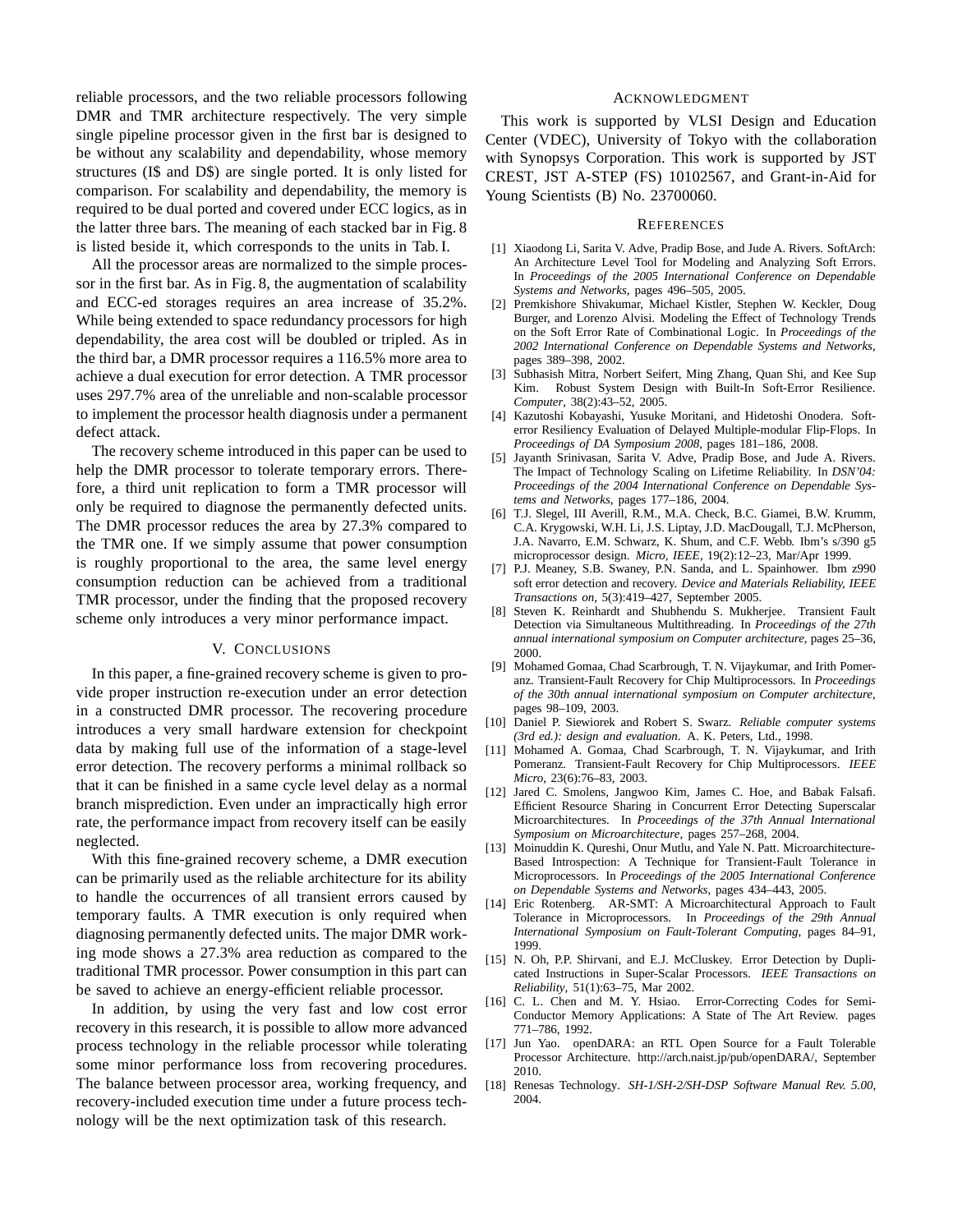reliable processors, and the two reliable processors following DMR and TMR architecture respectively. The very simple single pipeline processor given in the first bar is designed to be without any scalability and dependability, whose memory structures (I$ and D$) are single ported. It is only listed for comparison. For scalability and dependability, the memory is required to be dual ported and covered under ECC logics, as in the latter three bars. The meaning of each stacked bar in Fig. 8 is listed beside it, which corresponds to the units in Tab. I.

All the processor areas are normalized to the simple processor in the first bar. As in Fig. 8, the augmentation of scalability and ECC-ed storages requires an area increase of 35.2%. While being extended to space redundancy processors for high dependability, the area cost will be doubled or tripled. As in the third bar, a DMR processor requires a 116.5% more area to achieve a dual execution for error detection. A TMR processor uses 297.7% area of the unreliable and non-scalable processor to implement the processor health diagnosis under a permanent defect attack.

The recovery scheme introduced in this paper can be used to help the DMR processor to tolerate temporary errors. Therefore, a third unit replication to form a TMR processor will only be required to diagnose the permanently defected units. The DMR processor reduces the area by 27.3% compared to the TMR one. If we simply assume that power consumption is roughly proportional to the area, the same level energy consumption reduction can be achieved from a traditional TMR processor, under the finding that the proposed recovery scheme only introduces a very minor performance impact.

## V. Conclusions

In this paper, a fine-grained recovery scheme is given to provide proper instruction re-execution under an error detection in a constructed DMR processor. The recovering procedure introduces a very small hardware extension for checkpoint data by making full use of the information of a stage-level error detection. The recovery performs a minimal rollback so that it can be finished in a same cycle level delay as a normal branch misprediction. Even under an impractically high error rate, the performance impact from recovery itself can be easily neglected.

With this fine-grained recovery scheme, a DMR execution can be primarily used as the reliable architecture for its ability to handle the occurrences of all transient errors caused by temporary faults. A TMR execution is only required when diagnosing permanently defected units. The major DMR working mode shows a 27.3% area reduction as compared to the traditional TMR processor. Power consumption in this part can be saved to achieve an energy-efficient reliable processor.

In addition, by using the very fast and low cost error recovery in this research, it is possible to allow more advanced process technology in the reliable processor while tolerating some minor performance loss from recovering procedures. The balance between processor area, working frequency, and recovery-included execution time under a future process technology will be the next optimization task of this research.

## Acknowledgment

This work is supported by VLSI Design and Education Center (VDEC), University of Tokyo with the collaboration with Synopsys Corporation. This work is supported by JST CREST, JST A-STEP (FS) 10102567, and Grant-in-Aid for Young Scientists (B) No. 23700060.

## References

[1] Xiaodong Li, Sarita V. Adve, Pradip Bose, and Jude A. Rivers. SoftArch: An Architecture Level Tool for Modeling and Analyzing Soft Errors. In *Proceedings of the 2005 International Conference on Dependable Systems and Networks*, pages 496–505, 2005.

[2] Premkishore Shivakumar, Michael Kistler, Stephen W. Keckler, Doug Burger, and Lorenzo Alvisi. Modeling the Effect of Technology Trends on the Soft Error Rate of Combinational Logic. In *Proceedings of the 2002 International Conference on Dependable Systems and Networks*, pages 389–398, 2002.

[3] Subhasish Mitra, Norbert Seifert, Ming Zhang, Quan Shi, and Kee Sup Kim. Robust System Design with Built-In Soft-Error Resilience. *Computer*, 38(2):43–52, 2005.

[4] Kazutoshi Kobayashi, Yusuke Moritani, and Hidetoshi Onodera. Soft-error Resiliency Evaluation of Delayed Multiple-modular Flip-Flops. In *Proceedings of DA Symposium 2008*, pages 181–186, 2008.

[5] Jayanth Srinivasan, Sarita V. Adve, Pradip Bose, and Jude A. Rivers. The Impact of Technology Scaling on Lifetime Reliability. In *DSN'04: Proceedings of the 2004 International Conference on Dependable Systems and Networks*, pages 177–186, 2004.

[6] T.J. Slegel, III Averill, R.M., M.A. Check, B.C. Giamei, B.W. Krumm, C.A. Krygowski, W.H. Li, J.S. Liptay, J.D. MacDougall, T.J. McPherson, J.A. Navarro, E.M. Schwarz, K. Shum, and C.F. Webb. Ibm's s/390 g5 microprocessor design. *Micro, IEEE*, 19(2):12–23, Mar/Apr 1999.

[7] P.J. Meaney, S.B. Swaney, P.N. Sanda, and L. Spainhower. Ibm z990 soft error detection and recovery. *Device and Materials Reliability, IEEE Transactions on*, 5(3):419–427, September 2005.

[8] Steven K. Reinhardt and Shubhendu S. Mukherjee. Transient Fault Detection via Simultaneous Multithreading. In *Proceedings of the 27th annual international symposium on Computer architecture*, pages 25–36, 2000.

[9] Mohamed Gomaa, Chad Scarbrough, T. N. Vijaykumar, and Irith Pomeranz. Transient-Fault Recovery for Chip Multiprocessors. In *Proceedings of the 30th annual international symposium on Computer architecture*, pages 98–109, 2003.

[10] Daniel P. Siewiorek and Robert S. Swarz. *Reliable computer systems (3rd ed.): design and evaluation*. A. K. Peters, Ltd., 1998.

[11] Mohamed A. Gomaa, Chad Scarbrough, T. N. Vijaykumar, and Irith Pomeranz. Transient-Fault Recovery for Chip Multiprocessors. *IEEE Micro*, 23(6):76–83, 2003.

[12] Jared C. Smolens, Jangwoo Kim, James C. Hoe, and Babak Falsafi. Efficient Resource Sharing in Concurrent Error Detecting Superscalar Microarchitectures. In *Proceedings of the 37th Annual International Symposium on Microarchitecture*, pages 257–268, 2004.

[13] Moinuddin K. Qureshi, Onur Mutlu, and Yale N. Patt. Microarchitecture-Based Introspection: A Technique for Transient-Fault Tolerance in Microprocessors. In *Proceedings of the 2005 International Conference on Dependable Systems and Networks*, pages 434–443, 2005.

[14] Eric Rotenberg. AR-SMT: A Microarchitectural Approach to Fault Tolerance in Microprocessors. In *Proceedings of the 29th Annual International Symposium on Fault-Tolerant Computing*, pages 84–91, 1999.

[15] N. Oh, P.P. Shirvani, and E.J. McCluskey. Error Detection by Duplicated Instructions in Super-Scalar Processors. *IEEE Transactions on Reliability*, 51(1):63–75, Mar 2002.

[16] C. L. Chen and M. Y. Hsiao. Error-Correcting Codes for Semi-Conductor Memory Applications: A State of The Art Review. pages 771–786, 1992.

[17] Jun Yao. openDARA: an RTL Open Source for a Fault Tolerable Processor Architecture. http://arch.naist.jp/pub/openDARA/, September 2010.

[18] Renesas Technology. *SH-1/SH-2/SH-DSP Software Manual Rev. 5.00*, 2004.